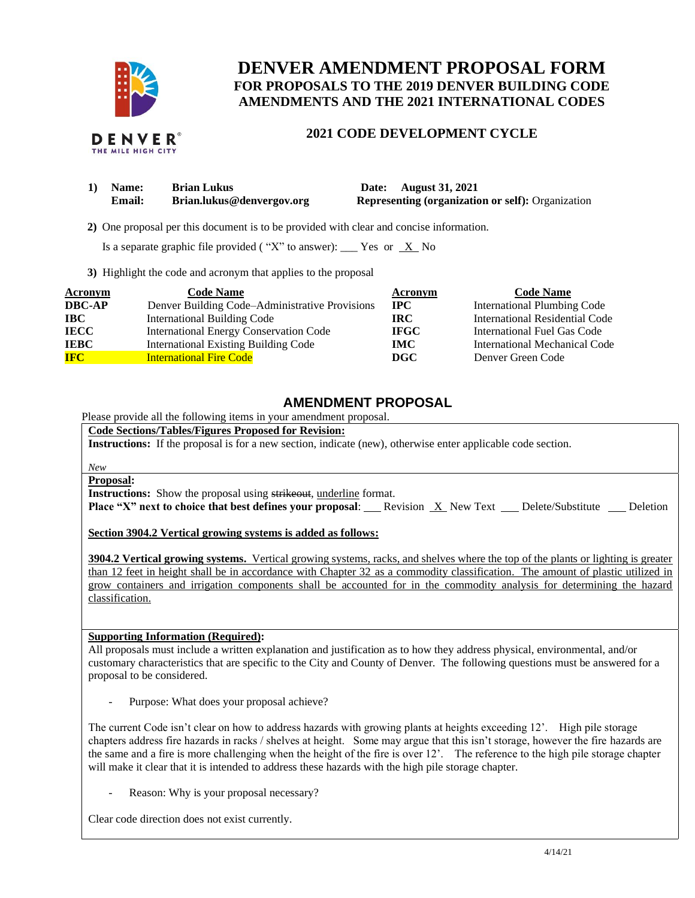# DENVER AMENDMENT PROPOSAL FORM

## FOR PROPOSALS TO THE 2019 DENVER BUILDING CODE AMENDMENTS AND THE 2021 INTERNATIONAL CODES

### 2021 CODE DEVELOPMENT CYCLE

**1) Name:** **Brian Lukus** **Date:** **August 31, 2021**
**Email:** **Brian.lukus@denvergov.org** **Representing (organization or self):** Organization

**2)** One proposal per this document is to be provided with clear and concise information.

Is a separate graphic file provided ( "X" to answer): ___ Yes or _X_ No

**3)** Highlight the code and acronym that applies to the proposal

| Acronym | Code Name | Acronym | Code Name |
|---|---|---|---|
| **DBC-AP** | Denver Building Code–Administrative Provisions | **IPC** | International Plumbing Code |
| **IBC** | International Building Code | **IRC** | International Residential Code |
| **IECC** | International Energy Conservation Code | **IFGC** | International Fuel Gas Code |
| **IEBC** | International Existing Building Code | **IMC** | International Mechanical Code |
| **IFC** (highlighted) | International Fire Code (highlighted) | **DGC** | Denver Green Code |

## AMENDMENT PROPOSAL

Please provide all the following items in your amendment proposal.

**Code Sections/Tables/Figures Proposed for Revision:**

**Instructions:** If the proposal is for a new section, indicate (new), otherwise enter applicable code section.

*New*

**Proposal:**

**Instructions:** Show the proposal using ~~strikeout~~, underline format.

**Place "X" next to choice that best defines your proposal**: ___ Revision _X_ New Text ___ Delete/Substitute ___ Deletion

**Section 3904.2 Vertical growing systems is added as follows:**

**3904.2 Vertical growing systems.** Vertical growing systems, racks, and shelves where the top of the plants or lighting is greater than 12 feet in height shall be in accordance with Chapter 32 as a commodity classification. The amount of plastic utilized in grow containers and irrigation components shall be accounted for in the commodity analysis for determining the hazard classification.

**Supporting Information (Required):**

All proposals must include a written explanation and justification as to how they address physical, environmental, and/or customary characteristics that are specific to the City and County of Denver. The following questions must be answered for a proposal to be considered.

- Purpose: What does your proposal achieve?

The current Code isn't clear on how to address hazards with growing plants at heights exceeding 12'. High pile storage chapters address fire hazards in racks / shelves at height. Some may argue that this isn't storage, however the fire hazards are the same and a fire is more challenging when the height of the fire is over 12'. The reference to the high pile storage chapter will make it clear that it is intended to address these hazards with the high pile storage chapter.

- Reason: Why is your proposal necessary?

Clear code direction does not exist currently.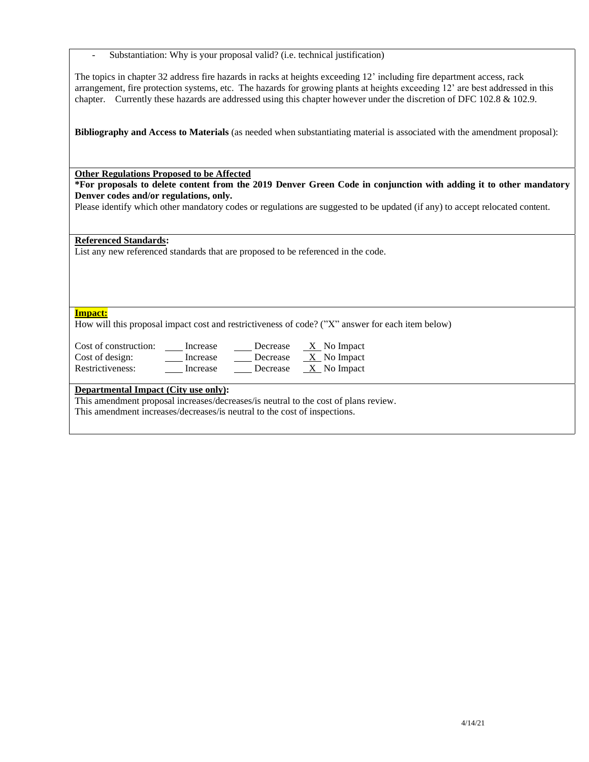- Substantiation: Why is your proposal valid? (i.e. technical justification)

The topics in chapter 32 address fire hazards in racks at heights exceeding 12' including fire department access, rack arrangement, fire protection systems, etc. The hazards for growing plants at heights exceeding 12' are best addressed in this chapter. Currently these hazards are addressed using this chapter however under the discretion of DFC 102.8 & 102.9.

**Bibliography and Access to Materials** (as needed when substantiating material is associated with the amendment proposal):

**Other Regulations Proposed to be Affected**

**\*For proposals to delete content from the 2019 Denver Green Code in conjunction with adding it to other mandatory Denver codes and/or regulations, only.**

Please identify which other mandatory codes or regulations are suggested to be updated (if any) to accept relocated content.

**Referenced Standards:**

List any new referenced standards that are proposed to be referenced in the code.

**Impact:**

How will this proposal impact cost and restrictiveness of code? ("X" answer for each item below)

| | | | |
|---|---|---|---|
| Cost of construction: | ___ Increase | ___ Decrease | X No Impact |
| Cost of design: | ___ Increase | ___ Decrease | X No Impact |
| Restrictiveness: | ___ Increase | ___ Decrease | X No Impact |

**Departmental Impact (City use only):**

This amendment proposal increases/decreases/is neutral to the cost of plans review.

This amendment increases/decreases/is neutral to the cost of inspections.